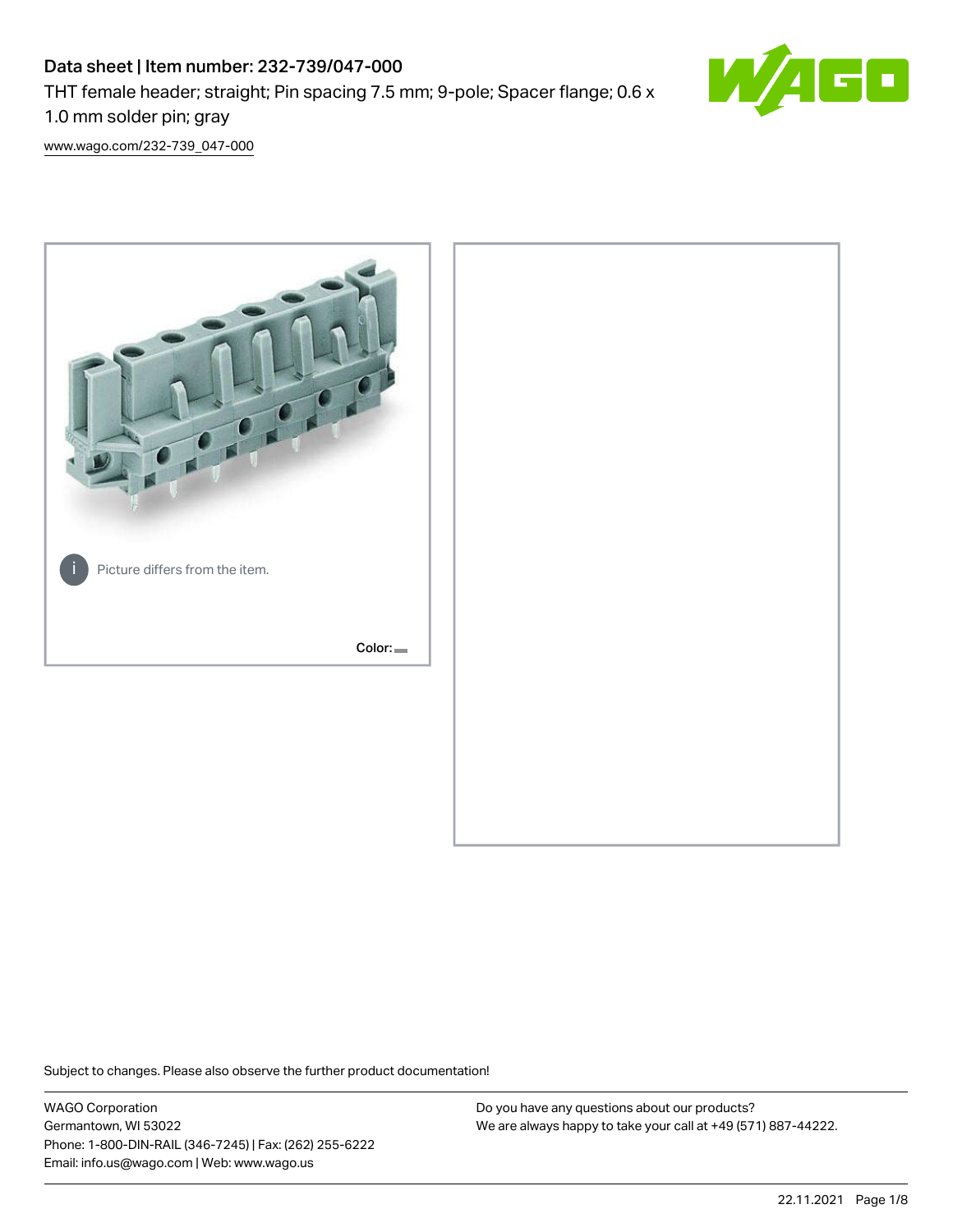# Data sheet | Item number: 232-739/047-000

THT female header; straight; Pin spacing 7.5 mm; 9-pole; Spacer flange; 0.6 x 1.0 mm solder pin; gray

www.wago.com/232-739_047-000

Picture differs from the item.

Color:

Subject to changes. Please also observe the further product documentation!

WAGO Corporation
Germantown, WI 53022
Phone: 1-800-DIN-RAIL (346-7245) | Fax: (262) 255-6222
Email: info.us@wago.com | Web: www.wago.us

Do you have any questions about our products?
We are always happy to take your call at +49 (571) 887-44222.

22.11.2021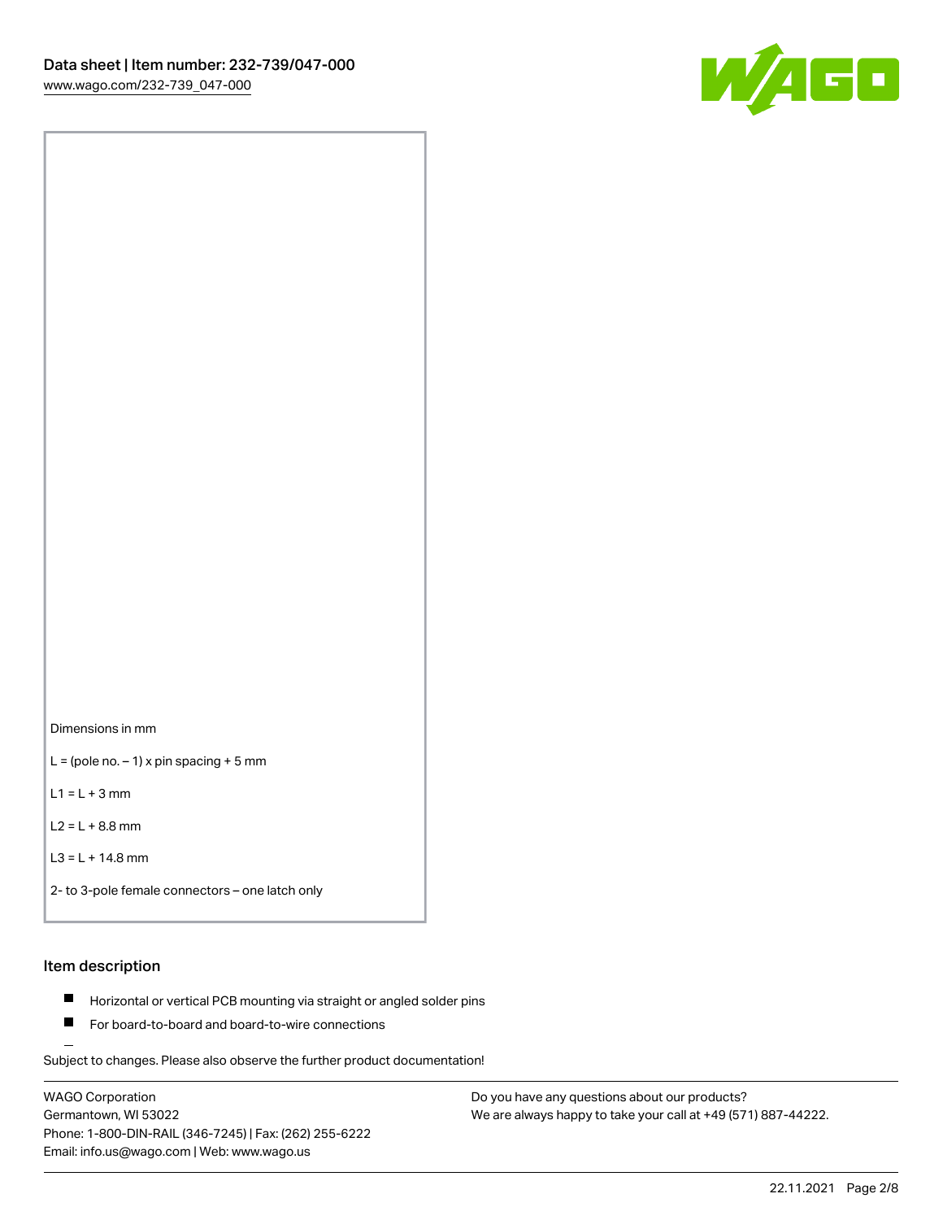Dimensions in mm

L = (pole no. – 1) x pin spacing + 5 mm

L1 = L + 3 mm

L2 = L + 8.8 mm

L3 = L + 14.8 mm

2- to 3-pole female connectors – one latch only

## Item description

- Horizontal or vertical PCB mounting via straight or angled solder pins
- For board-to-board and board-to-wire connections

Subject to changes. Please also observe the further product documentation!

WAGO Corporation
Germantown, WI 53022
Phone: 1-800-DIN-RAIL (346-7245) | Fax: (262) 255-6222
Email: info.us@wago.com | Web: www.wago.us

Do you have any questions about our products?
We are always happy to take your call at +49 (571) 887-44222.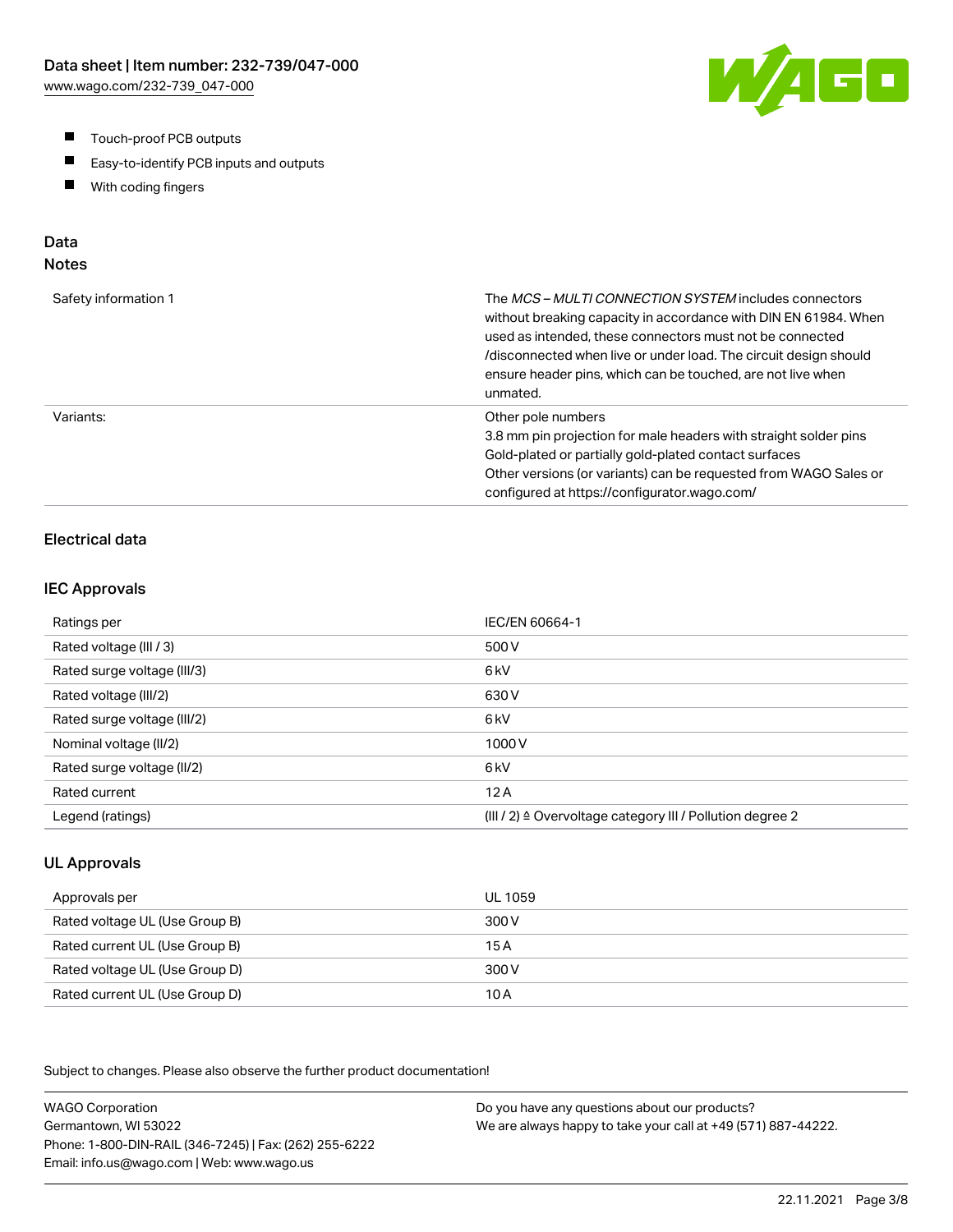- Touch-proof PCB outputs
- Easy-to-identify PCB inputs and outputs
- With coding fingers

## Data

### Notes

| | |
|---|---|
| Safety information 1 | The *MCS – MULTI CONNECTION SYSTEM* includes connectors without breaking capacity in accordance with DIN EN 61984. When used as intended, these connectors must not be connected /disconnected when live or under load. The circuit design should ensure header pins, which can be touched, are not live when unmated. |
| Variants: | Other pole numbers<br>3.8 mm pin projection for male headers with straight solder pins<br>Gold-plated or partially gold-plated contact surfaces<br>Other versions (or variants) can be requested from WAGO Sales or configured at https://configurator.wago.com/ |

### Electrical data

### IEC Approvals

| | |
|---|---|
| Ratings per | IEC/EN 60664-1 |
| Rated voltage (III / 3) | 500 V |
| Rated surge voltage (III/3) | 6 kV |
| Rated voltage (III/2) | 630 V |
| Rated surge voltage (III/2) | 6 kV |
| Nominal voltage (II/2) | 1000 V |
| Rated surge voltage (II/2) | 6 kV |
| Rated current | 12 A |
| Legend (ratings) | (III / 2) ≙ Overvoltage category III / Pollution degree 2 |

### UL Approvals

| | |
|---|---|
| Approvals per | UL 1059 |
| Rated voltage UL (Use Group B) | 300 V |
| Rated current UL (Use Group B) | 15 A |
| Rated voltage UL (Use Group D) | 300 V |
| Rated current UL (Use Group D) | 10 A |

Subject to changes. Please also observe the further product documentation!

WAGO Corporation
Germantown, WI 53022
Phone: 1-800-DIN-RAIL (346-7245) | Fax: (262) 255-6222
Email: info.us@wago.com | Web: www.wago.us

Do you have any questions about our products?
We are always happy to take your call at +49 (571) 887-44222.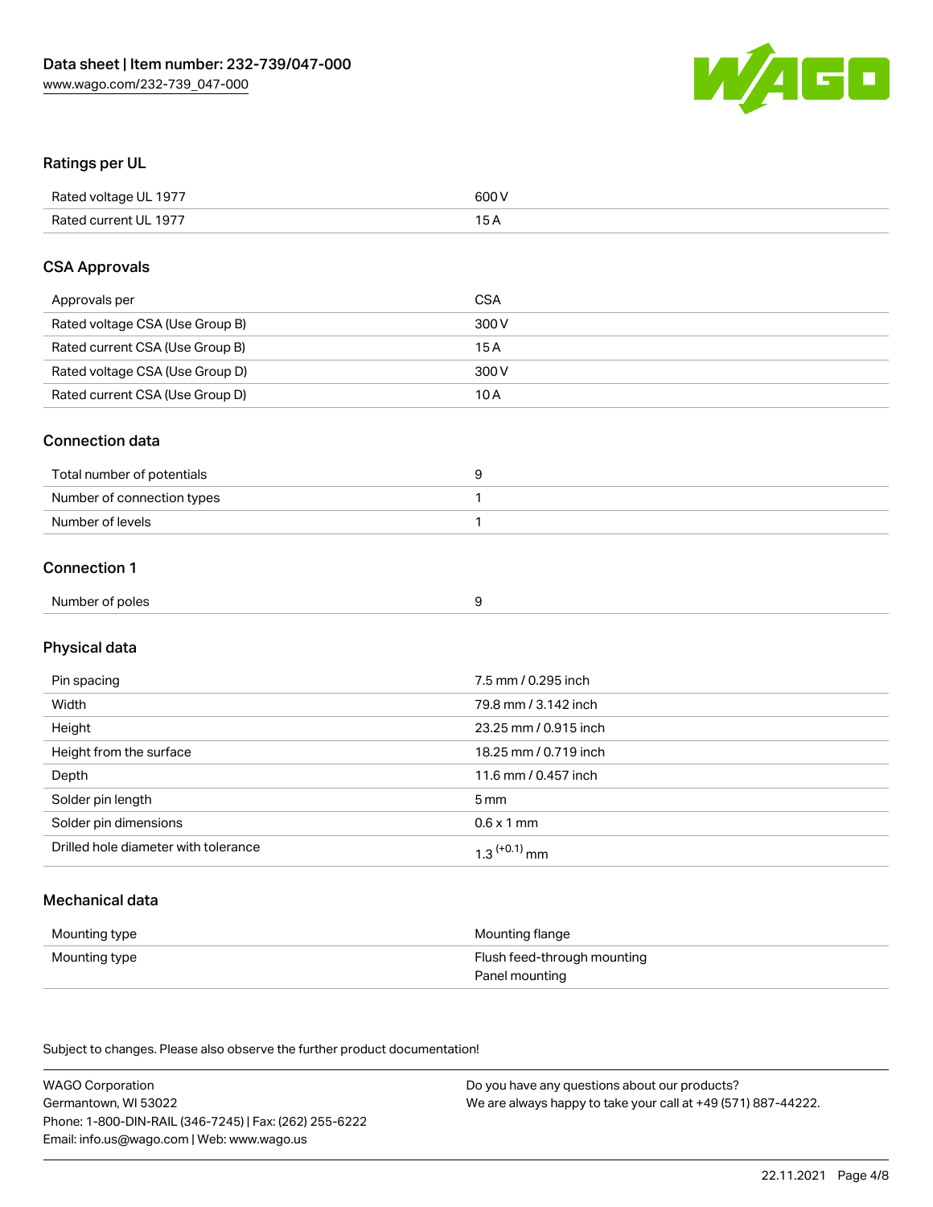## Ratings per UL

| | |
|---|---|
| Rated voltage UL 1977 | 600 V |
| Rated current UL 1977 | 15 A |

## CSA Approvals

| | |
|---|---|
| Approvals per | CSA |
| Rated voltage CSA (Use Group B) | 300 V |
| Rated current CSA (Use Group B) | 15 A |
| Rated voltage CSA (Use Group D) | 300 V |
| Rated current CSA (Use Group D) | 10 A |

## Connection data

| | |
|---|---|
| Total number of potentials | 9 |
| Number of connection types | 1 |
| Number of levels | 1 |

## Connection 1

| | |
|---|---|
| Number of poles | 9 |

## Physical data

| | |
|---|---|
| Pin spacing | 7.5 mm / 0.295 inch |
| Width | 79.8 mm / 3.142 inch |
| Height | 23.25 mm / 0.915 inch |
| Height from the surface | 18.25 mm / 0.719 inch |
| Depth | 11.6 mm / 0.457 inch |
| Solder pin length | 5 mm |
| Solder pin dimensions | 0.6 x 1 mm |
| Drilled hole diameter with tolerance | $1.3^{(+0.1)}$ mm |

## Mechanical data

| | |
|---|---|
| Mounting type | Mounting flange |
| Mounting type | Flush feed-through mounting<br>Panel mounting |

Subject to changes. Please also observe the further product documentation!

WAGO Corporation
Germantown, WI 53022
Phone: 1-800-DIN-RAIL (346-7245) | Fax: (262) 255-6222
Email: info.us@wago.com | Web: www.wago.us

Do you have any questions about our products?
We are always happy to take your call at +49 (571) 887-44222.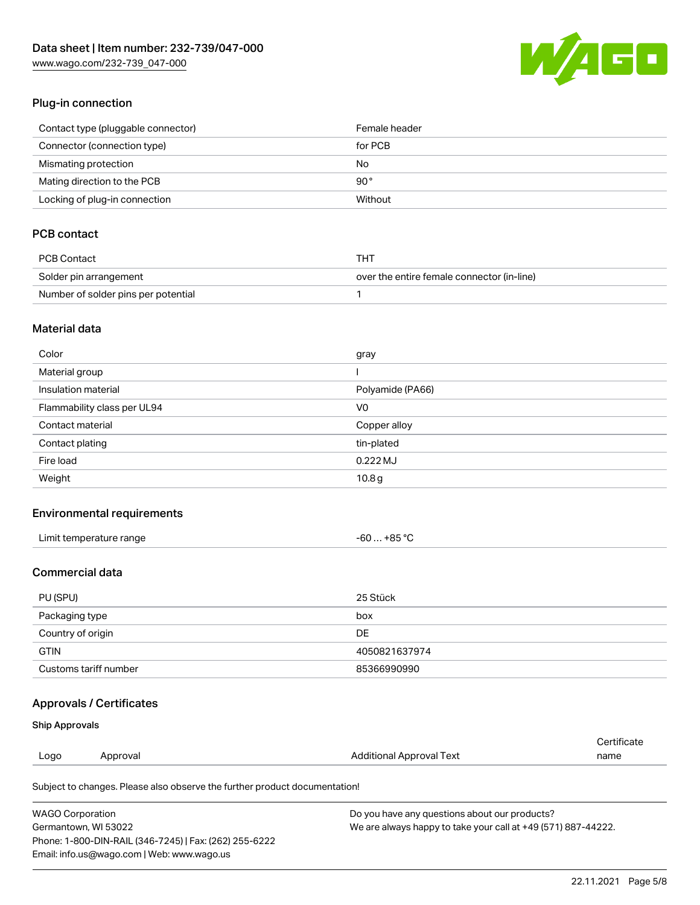## Plug-in connection

| | |
|---|---|
| Contact type (pluggable connector) | Female header |
| Connector (connection type) | for PCB |
| Mismating protection | No |
| Mating direction to the PCB | 90 ° |
| Locking of plug-in connection | Without |

## PCB contact

| | |
|---|---|
| PCB Contact | THT |
| Solder pin arrangement | over the entire female connector (in-line) |
| Number of solder pins per potential | 1 |

## Material data

| | |
|---|---|
| Color | gray |
| Material group | I |
| Insulation material | Polyamide (PA66) |
| Flammability class per UL94 | V0 |
| Contact material | Copper alloy |
| Contact plating | tin-plated |
| Fire load | 0.222 MJ |
| Weight | 10.8 g |

## Environmental requirements

| | |
|---|---|
| Limit temperature range | -60 … +85 °C |

## Commercial data

| | |
|---|---|
| PU (SPU) | 25 Stück |
| Packaging type | box |
| Country of origin | DE |
| GTIN | 4050821637974 |
| Customs tariff number | 85366990990 |

## Approvals / Certificates

### Ship Approvals

| Logo | Approval | Additional Approval Text | Certificate name |
|---|---|---|---|

Subject to changes. Please also observe the further product documentation!

WAGO Corporation
Germantown, WI 53022
Phone: 1-800-DIN-RAIL (346-7245) | Fax: (262) 255-6222
Email: info.us@wago.com | Web: www.wago.us

Do you have any questions about our products?
We are always happy to take your call at +49 (571) 887-44222.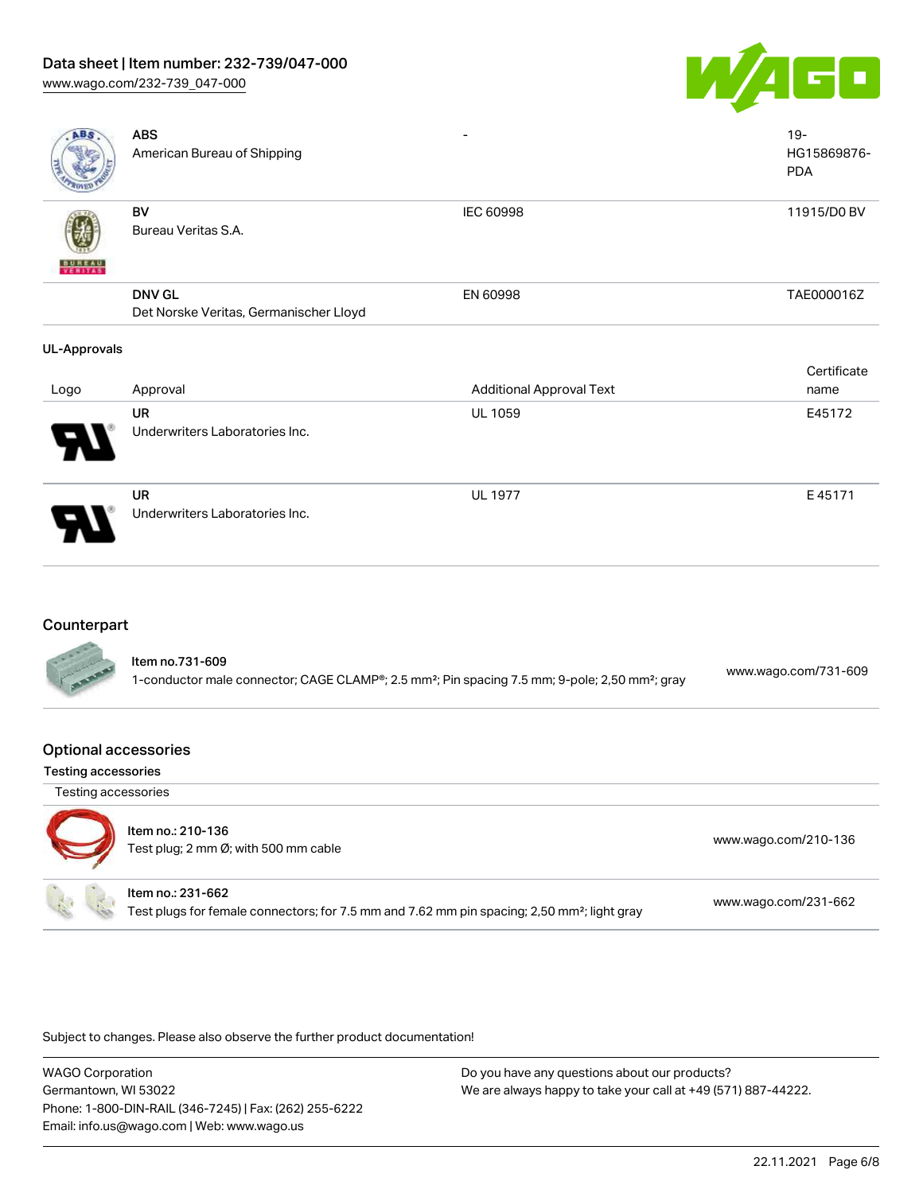| | ABS<br>American Bureau of Shipping | - | 19-HG15869876-PDA |
|---|---|---|---|
| | BV<br>Bureau Veritas S.A. | IEC 60998 | 11915/D0 BV |
| | DNV GL<br>Det Norske Veritas, Germanischer Lloyd | EN 60998 | TAE000016Z |

### UL-Approvals

| Logo | Approval | Additional Approval Text | Certificate name |
|---|---|---|---|
| | UR<br>Underwriters Laboratories Inc. | UL 1059 | E45172 |
| | UR<br>Underwriters Laboratories Inc. | UL 1977 | E 45171 |

## Counterpart

| | | |
|---|---|---|
| | Item no.731-609<br>1-conductor male connector; CAGE CLAMP®; 2.5 mm²; Pin spacing 7.5 mm; 9-pole; 2,50 mm²; gray | www.wago.com/731-609 |

## Optional accessories

### Testing accessories

Testing accessories

| | | |
|---|---|---|
| | Item no.: 210-136<br>Test plug; 2 mm Ø; with 500 mm cable | www.wago.com/210-136 |
| | Item no.: 231-662<br>Test plugs for female connectors; for 7.5 mm and 7.62 mm pin spacing; 2,50 mm²; light gray | www.wago.com/231-662 |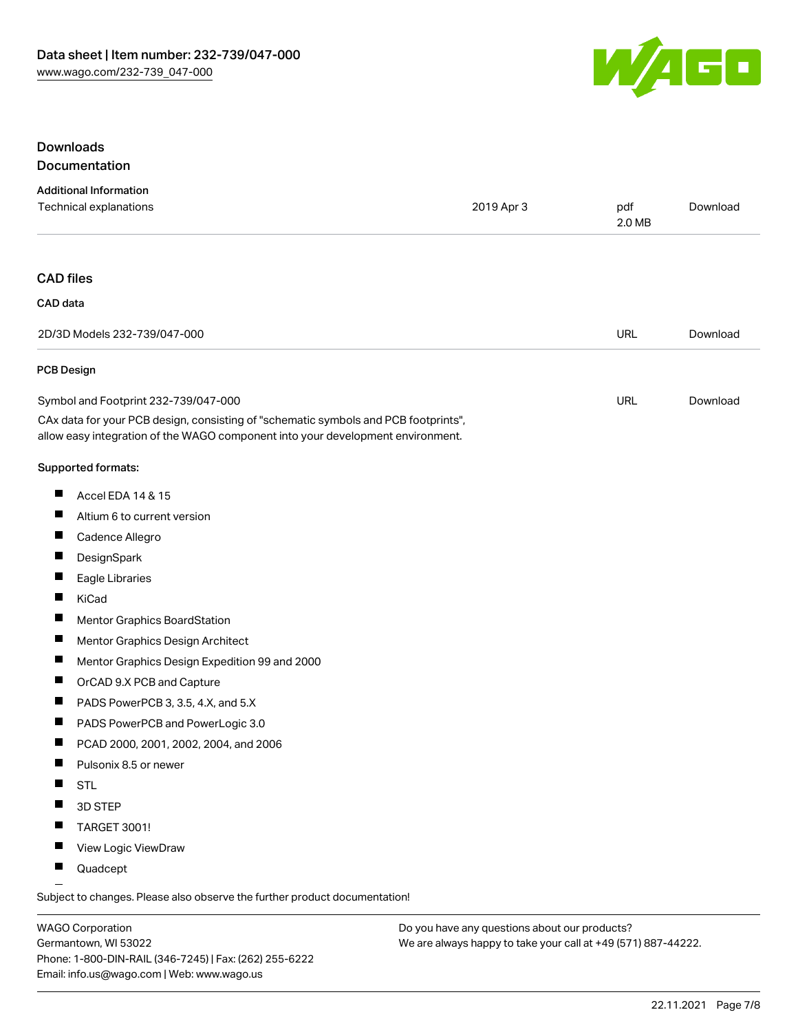## Downloads

### Documentation

**Additional Information**

| Technical explanations | 2019 Apr 3 | pdf<br>2.0 MB | Download |
|---|---|---|---|

### CAD files

**CAD data**

| 2D/3D Models 232-739/047-000 | URL | Download |
|---|---|---|

**PCB Design**

| Symbol and Footprint 232-739/047-000 | URL | Download |
|---|---|---|

CAx data for your PCB design, consisting of "schematic symbols and PCB footprints", allow easy integration of the WAGO component into your development environment.

**Supported formats:**

- Accel EDA 14 & 15
- Altium 6 to current version
- Cadence Allegro
- DesignSpark
- Eagle Libraries
- KiCad
- Mentor Graphics BoardStation
- Mentor Graphics Design Architect
- Mentor Graphics Design Expedition 99 and 2000
- OrCAD 9.X PCB and Capture
- PADS PowerPCB 3, 3.5, 4.X, and 5.X
- PADS PowerPCB and PowerLogic 3.0
- PCAD 2000, 2001, 2002, 2004, and 2006
- Pulsonix 8.5 or newer
- STL
- 3D STEP
- TARGET 3001!
- View Logic ViewDraw
- Quadcept

Subject to changes. Please also observe the further product documentation!

WAGO Corporation
Germantown, WI 53022
Phone: 1-800-DIN-RAIL (346-7245) | Fax: (262) 255-6222
Email: info.us@wago.com | Web: www.wago.us

Do you have any questions about our products?
We are always happy to take your call at +49 (571) 887-44222.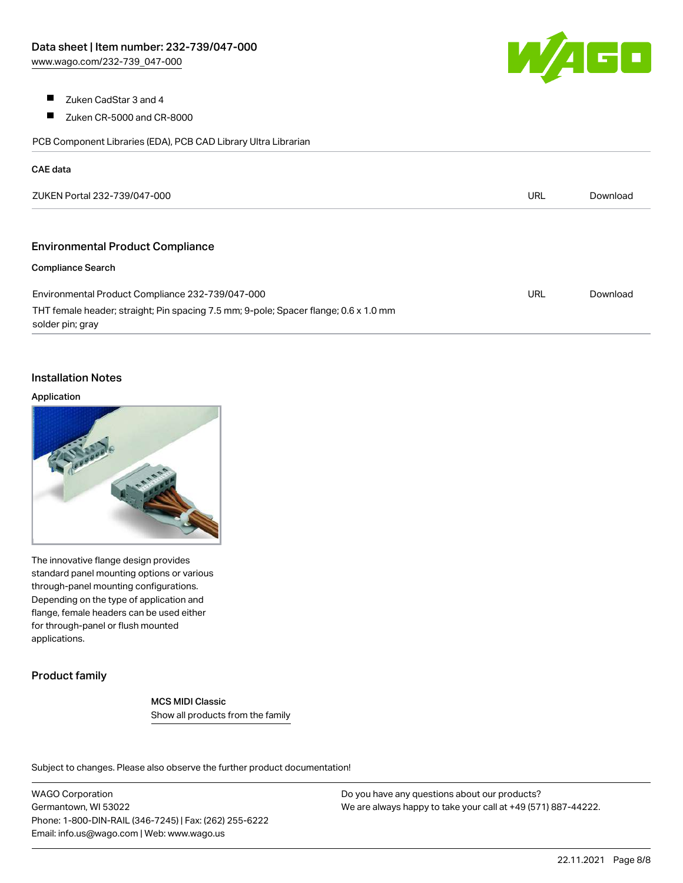- Zuken CadStar 3 and 4
- Zuken CR-5000 and CR-8000

PCB Component Libraries (EDA), PCB CAD Library Ultra Librarian

**CAE data**

| | | |
|---|---|---|
| ZUKEN Portal 232-739/047-000 | URL | Download |

## Environmental Product Compliance

**Compliance Search**

| | | |
|---|---|---|
| Environmental Product Compliance 232-739/047-000<br>THT female header; straight; Pin spacing 7.5 mm; 9-pole; Spacer flange; 0.6 x 1.0 mm solder pin; gray | URL | Download |

## Installation Notes

**Application**

The innovative flange design provides standard panel mounting options or various through-panel mounting configurations. Depending on the type of application and flange, female headers can be used either for through-panel or flush mounted applications.

## Product family

MCS MIDI Classic
Show all products from the family

Subject to changes. Please also observe the further product documentation!

WAGO Corporation
Germantown, WI 53022
Phone: 1-800-DIN-RAIL (346-7245) | Fax: (262) 255-6222
Email: info.us@wago.com | Web: www.wago.us

Do you have any questions about our products?
We are always happy to take your call at +49 (571) 887-44222.